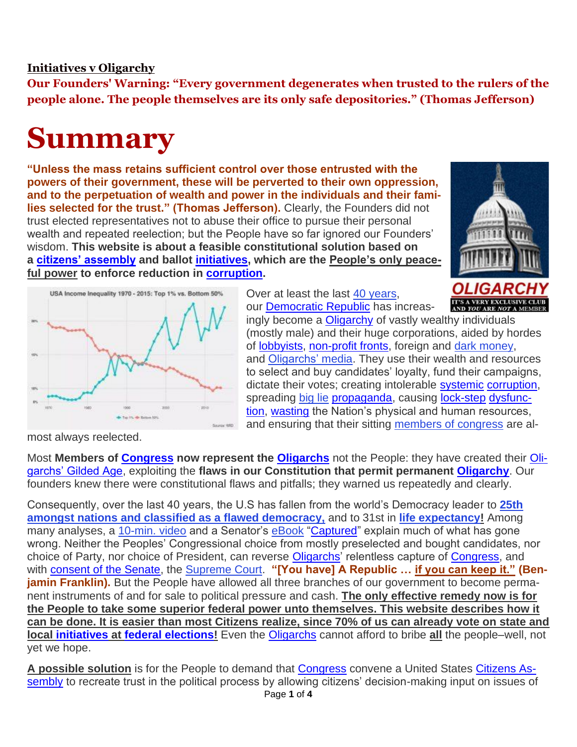**Initiatives v Oligarchy**

**Our Founders' Warning: "Every government degenerates when trusted to the rulers of the people alone. The people themselves are its only safe depositories." (Thomas Jefferson)**

# Summary

**"Unless the mass retains sufficient control over those entrusted with the powers of their government, these will be perverted to their own oppression, and to the perpetuation of wealth and power in the individuals and their families selected for the trust." (Thomas Jefferson).** Clearly, the Founders did not trust elected representatives not to abuse their office to pursue their personal wealth and repeated reelection; but the People have so far ignored our Founders' wisdom. **This website is about a feasible constitutional solution based on a citizens' assembly and ballot initiatives, which are the People's only peaceful power to enforce reduction in corruption.**

Over at least the last 40 years, our Democratic Republic has increasingly become a Oligarchy of vastly wealthy individuals (mostly male) and their huge corporations, aided by hordes of lobbyists, non-profit fronts, foreign and dark money, and Oligarchs' media. They use their wealth and resources to select and buy candidates' loyalty, fund their campaigns, dictate their votes; creating intolerable systemic corruption, spreading big lie propaganda, causing lock-step dysfunction, wasting the Nation's physical and human resources, and ensuring that their sitting members of congress are almost always reelected.

Most **Members of Congress now represent the Oligarchs** not the People: they have created their Oligarchs' Gilded Age, exploiting the **flaws in our Constitution that permit permanent Oligarchy**. Our founders knew there were constitutional flaws and pitfalls; they warned us repeatedly and clearly.

Consequently, over the last 40 years, the U.S has fallen from the world's Democracy leader to **25th amongst nations and classified as a flawed democracy,** and to 31st in **life expectancy!** Among many analyses, a 10-min. video and a Senator's eBook "Captured" explain much of what has gone wrong. Neither the Peoples' Congressional choice from mostly preselected and bought candidates, nor choice of Party, nor choice of President, can reverse Oligarchs' relentless capture of Congress, and with consent of the Senate, the Supreme Court. **"[You have] A Republic … if you can keep it." (Benjamin Franklin).** But the People have allowed all three branches of our government to become permanent instruments of and for sale to political pressure and cash. **The only effective remedy now is for the People to take some superior federal power unto themselves. This website describes how it can be done. It is easier than most Citizens realize, since 70% of us can already vote on state and local initiatives at federal elections!** Even the Oligarchs cannot afford to bribe **all** the people–well, not yet we hope.

**A possible solution** is for the People to demand that Congress convene a United States Citizens Assembly to recreate trust in the political process by allowing citizens' decision-making input on issues of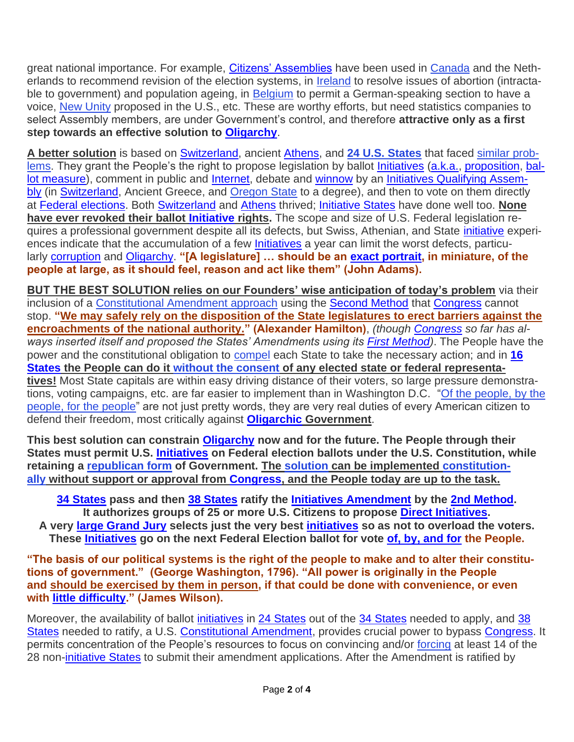great national importance. For example, Citizens' Assemblies have been used in Canada and the Netherlands to recommend revision of the election systems, in Ireland to resolve issues of abortion (intractable to government) and population ageing, in Belgium to permit a German-speaking section to have a voice, New Unity proposed in the U.S., etc. These are worthy efforts, but need statistics companies to select Assembly members, are under Government's control, and therefore **attractive only as a first step towards an effective solution to Oligarchy**.

**A better solution** is based on Switzerland, ancient Athens, and **24 U.S. States** that faced similar problems. They grant the People's the right to propose legislation by ballot Initiatives (a.k.a., proposition, ballot measure), comment in public and Internet, debate and winnow by an Initiatives Qualifying Assembly (in Switzerland, Ancient Greece, and Oregon State to a degree), and then to vote on them directly at Federal elections. Both Switzerland and Athens thrived; Initiative States have done well too. **None have ever revoked their ballot Initiative rights.** The scope and size of U.S. Federal legislation requires a professional government despite all its defects, but Swiss, Athenian, and State initiative experiences indicate that the accumulation of a few Initiatives a year can limit the worst defects, particularly corruption and Oligarchy. **"[A legislature] … should be an exact portrait, in miniature, of the people at large, as it should feel, reason and act like them" (John Adams).**

**BUT THE BEST SOLUTION relies on our Founders' wise anticipation of today's problem** via their inclusion of a Constitutional Amendment approach using the Second Method that Congress cannot stop. **"We may safely rely on the disposition of the State legislatures to erect barriers against the encroachments of the national authority." (Alexander Hamilton)**, *(though Congress so far has always inserted itself and proposed the States' Amendments using its First Method)*. The People have the power and the constitutional obligation to compel each State to take the necessary action; and in **16 States the People can do it without the consent of any elected state or federal representatives!** Most State capitals are within easy driving distance of their voters, so large pressure demonstrations, voting campaigns, etc. are far easier to implement than in Washington D.C. "Of the people, by the people, for the people" are not just pretty words, they are very real duties of every American citizen to defend their freedom, most critically against **Oligarchic Government**.

**This best solution can constrain Oligarchy now and for the future. The People through their States must permit U.S. Initiatives on Federal election ballots under the U.S. Constitution, while retaining a republican form of Government. The solution can be implemented constitutionally without support or approval from Congress, and the People today are up to the task.**

**34 States pass and then 38 States ratify the Initiatives Amendment by the 2nd Method.**
**It authorizes groups of 25 or more U.S. Citizens to propose Direct Initiatives.**
**A very large Grand Jury selects just the very best initiatives so as not to overload the voters.**
**These Initiatives go on the next Federal Election ballot for vote of, by, and for the People.**

**"The basis of our political systems is the right of the people to make and to alter their constitutions of government." (George Washington, 1796). "All power is originally in the People and should be exercised by them in person, if that could be done with convenience, or even with little difficulty." (James Wilson).**

Moreover, the availability of ballot initiatives in 24 States out of the 34 States needed to apply, and 38 States needed to ratify, a U.S. Constitutional Amendment, provides crucial power to bypass Congress. It permits concentration of the People's resources to focus on convincing and/or forcing at least 14 of the 28 non-initiative States to submit their amendment applications. After the Amendment is ratified by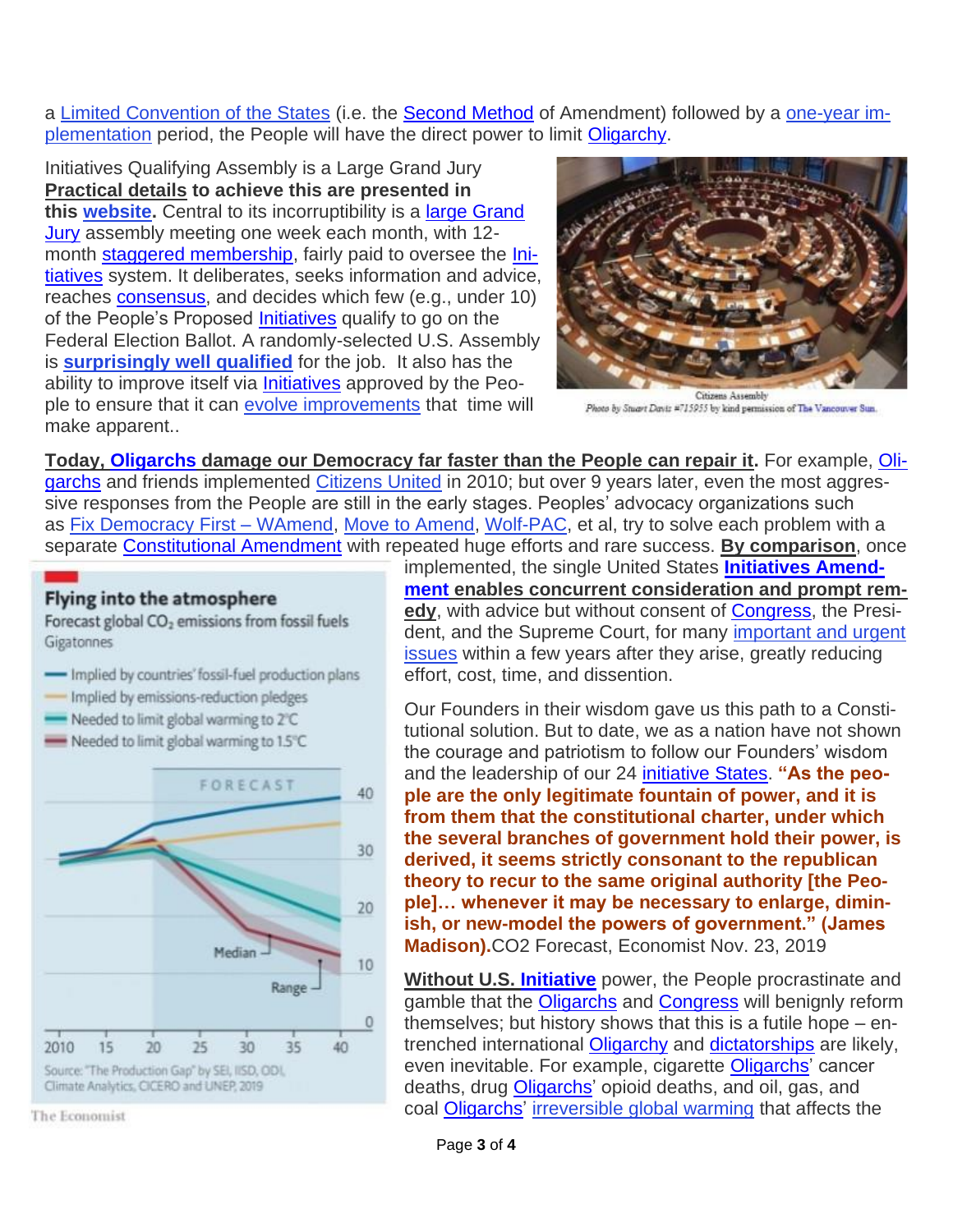a Limited Convention of the States (i.e. the Second Method of Amendment) followed by a one-year implementation period, the People will have the direct power to limit Oligarchy.

Initiatives Qualifying Assembly is a Large Grand Jury **Practical details to achieve this are presented in this website.** Central to its incorruptibility is a large Grand Jury assembly meeting one week each month, with 12-month staggered membership, fairly paid to oversee the Initiatives system. It deliberates, seeks information and advice, reaches consensus, and decides which few (e.g., under 10) of the People's Proposed Initiatives qualify to go on the Federal Election Ballot. A randomly-selected U.S. Assembly is **surprisingly well qualified** for the job. It also has the ability to improve itself via Initiatives approved by the People to ensure that it can evolve improvements that time will make apparent..

Citizens Assembly
Photo by Stuart Davis #715955 by kind permission of The Vancouver Sun.

**Today, Oligarchs damage our Democracy far faster than the People can repair it.** For example, Oligarchs and friends implemented Citizens United in 2010; but over 9 years later, even the most aggressive responses from the People are still in the early stages. Peoples' advocacy organizations such as Fix Democracy First – WAmend, Move to Amend, Wolf-PAC, et al, try to solve each problem with a separate Constitutional Amendment with repeated huge efforts and rare success. **By comparison**, once implemented, the single United States **Initiatives Amendment enables concurrent consideration and prompt remedy**, with advice but without consent of Congress, the President, and the Supreme Court, for many important and urgent issues within a few years after they arise, greatly reducing effort, cost, time, and dissention.

Our Founders in their wisdom gave us this path to a Constitutional solution. But to date, we as a nation have not shown the courage and patriotism to follow our Founders' wisdom and the leadership of our 24 initiative States. **"As the people are the only legitimate fountain of power, and it is from them that the constitutional charter, under which the several branches of government hold their power, is derived, it seems strictly consonant to the republican theory to recur to the same original authority [the People]… whenever it may be necessary to enlarge, diminish, or new-model the powers of government." (James Madison).** $CO_2$ Forecast, Economist Nov. 23, 2019

**Flying into the atmosphere**
Forecast global $CO_2$ emissions from fossil fuels
Gigatonnes
- Implied by countries' fossil-fuel production plans
- Implied by emissions-reduction pledges
- Needed to limit global warming to 2°C
- Needed to limit global warming to 1.5°C

Source: "The Production Gap" by SEI, IISD, ODI, Climate Analytics, CICERO and UNEP, 2019
The Economist

**Without U.S. Initiative** power, the People procrastinate and gamble that the Oligarchs and Congress will benignly reform themselves; but history shows that this is a futile hope – entrenched international Oligarchy and dictatorships are likely, even inevitable. For example, cigarette Oligarchs' cancer deaths, drug Oligarchs' opioid deaths, and oil, gas, and coal Oligarchs' irreversible global warming that affects the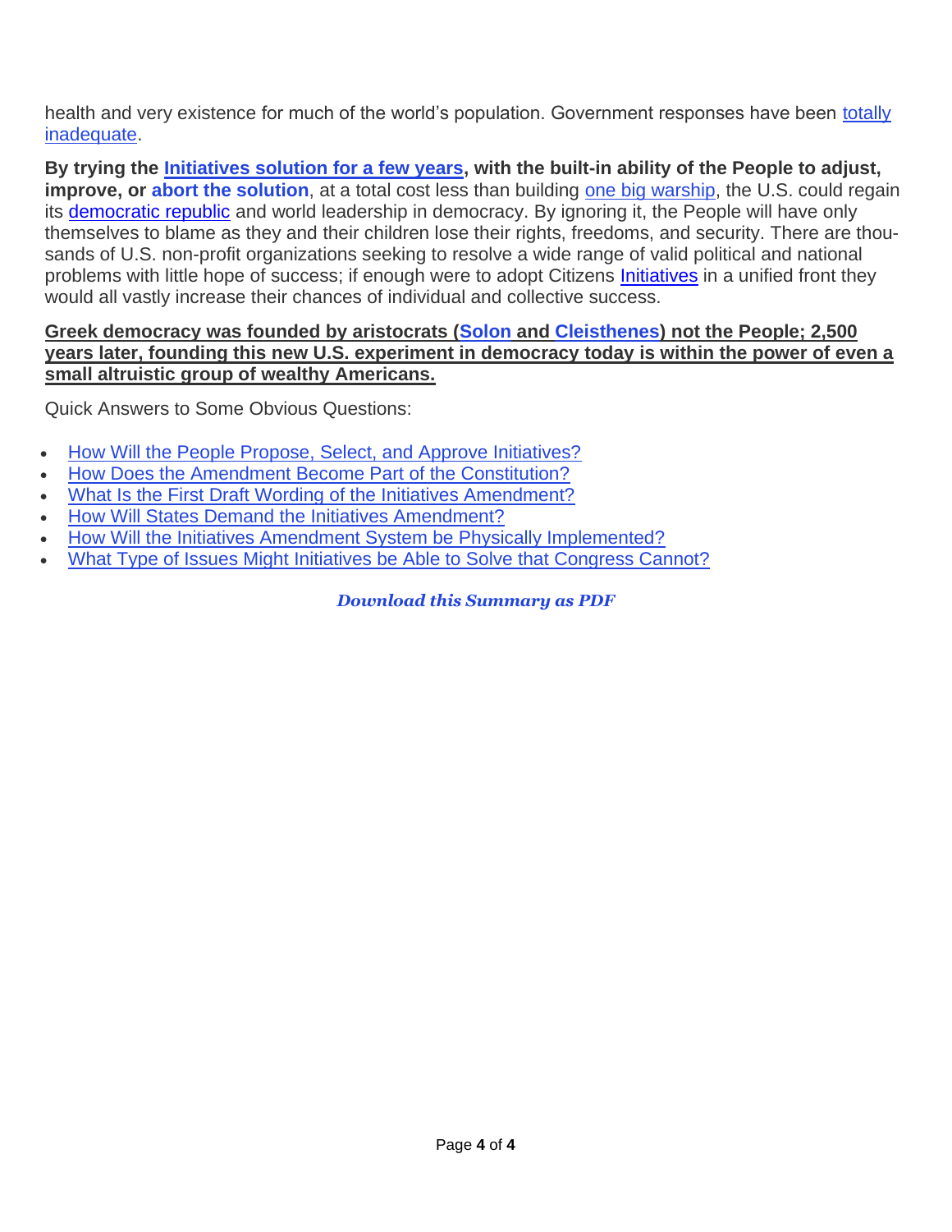health and very existence for much of the world's population. Government responses have been totally inadequate.

**By trying the Initiatives solution for a few years, with the built-in ability of the People to adjust, improve, or abort the solution**, at a total cost less than building one big warship, the U.S. could regain its democratic republic and world leadership in democracy. By ignoring it, the People will have only themselves to blame as they and their children lose their rights, freedoms, and security. There are thousands of U.S. non-profit organizations seeking to resolve a wide range of valid political and national problems with little hope of success; if enough were to adopt Citizens Initiatives in a unified front they would all vastly increase their chances of individual and collective success.

**Greek democracy was founded by aristocrats (Solon and Cleisthenes) not the People; 2,500 years later, founding this new U.S. experiment in democracy today is within the power of even a small altruistic group of wealthy Americans.**

Quick Answers to Some Obvious Questions:

- How Will the People Propose, Select, and Approve Initiatives?
- How Does the Amendment Become Part of the Constitution?
- What Is the First Draft Wording of the Initiatives Amendment?
- How Will States Demand the Initiatives Amendment?
- How Will the Initiatives Amendment System be Physically Implemented?
- What Type of Issues Might Initiatives be Able to Solve that Congress Cannot?

***Download this Summary as PDF***